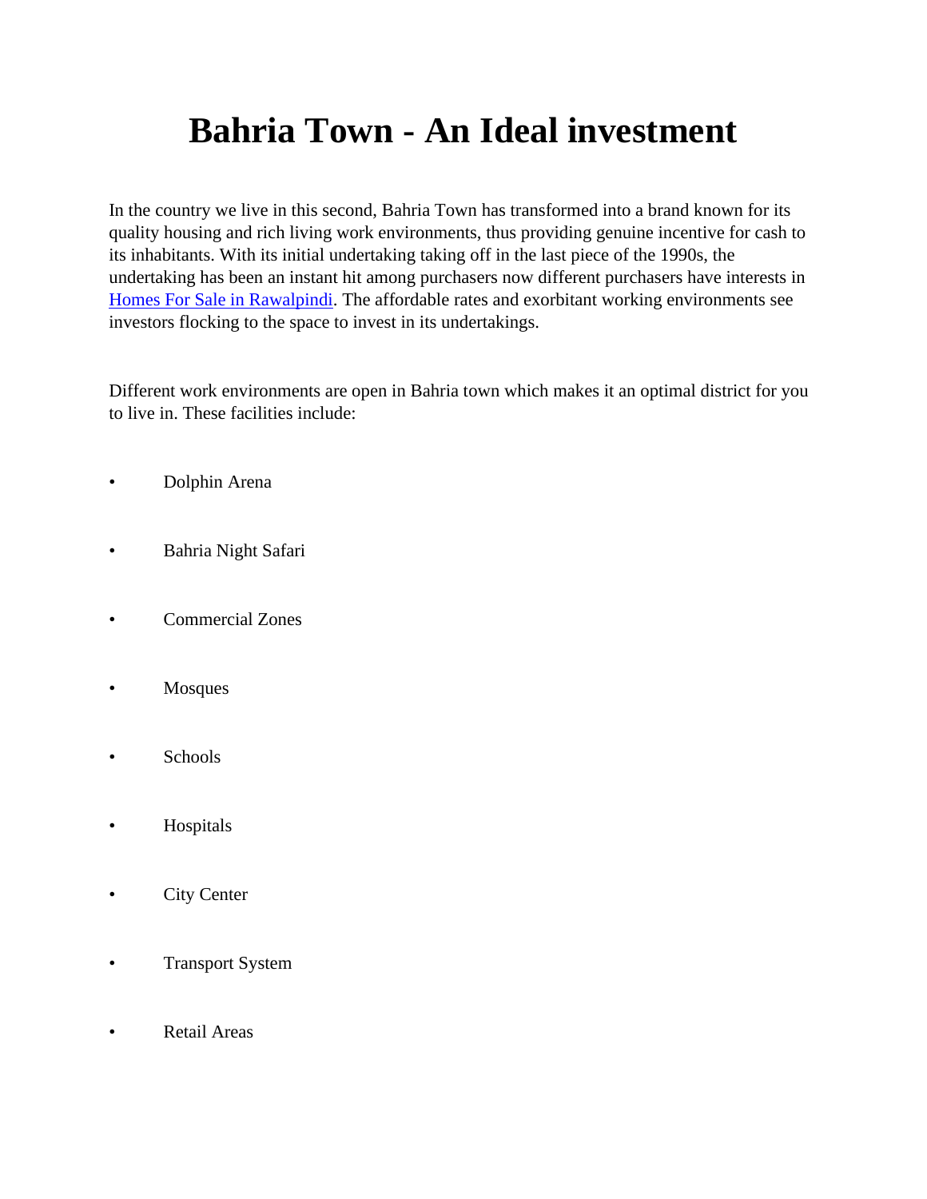# Bahria Town - An Ideal investment

In the country we live in this second, Bahria Town has transformed into a brand known for its quality housing and rich living work environments, thus providing genuine incentive for cash to its inhabitants. With its initial undertaking taking off in the last piece of the 1990s, the undertaking has been an instant hit among purchasers now different purchasers have interests in Homes For Sale in Rawalpindi. The affordable rates and exorbitant working environments see investors flocking to the space to invest in its undertakings.

Different work environments are open in Bahria town which makes it an optimal district for you to live in. These facilities include:

- Dolphin Arena
- Bahria Night Safari
- Commercial Zones
- Mosques
- Schools
- Hospitals
- City Center
- Transport System
- Retail Areas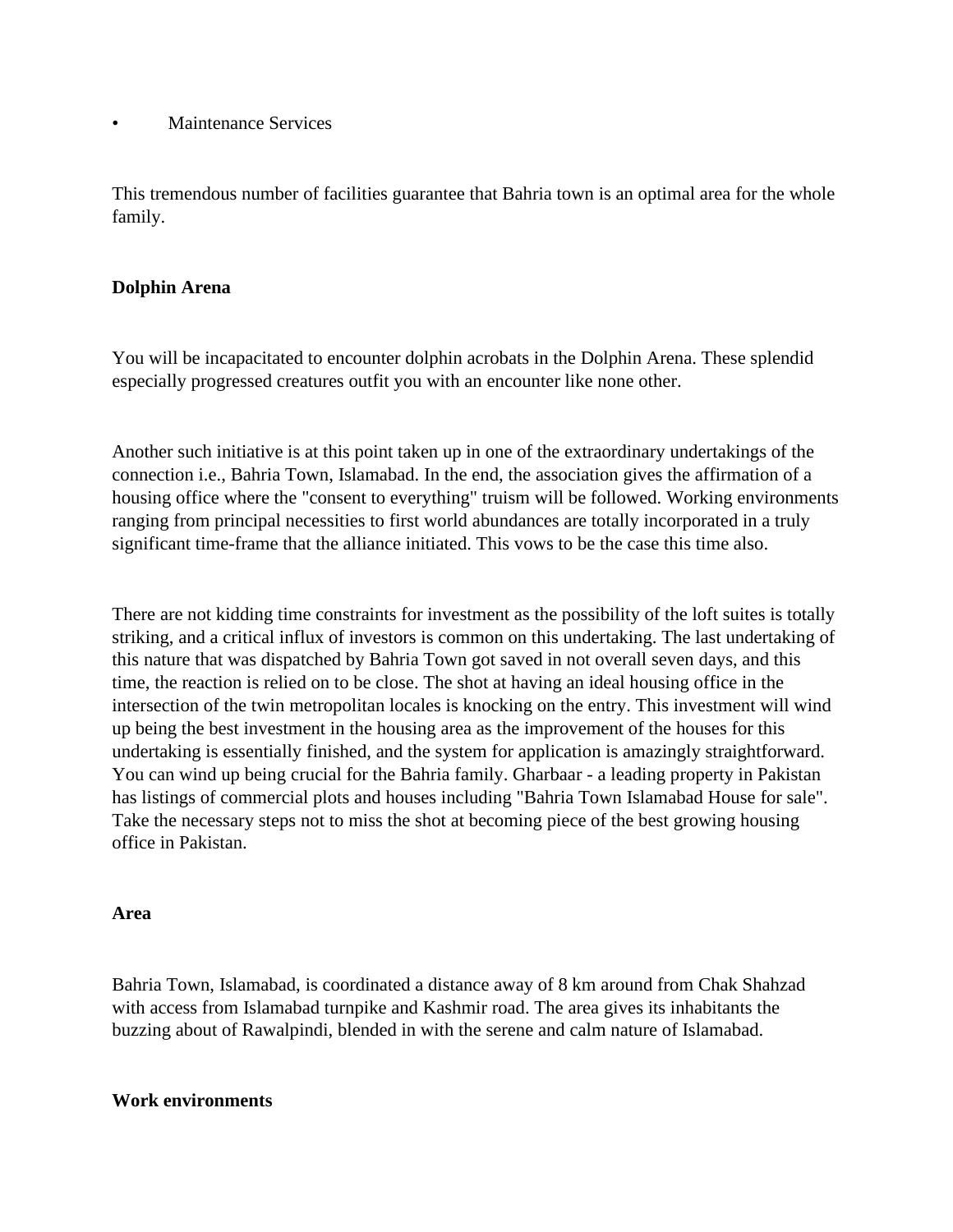- Maintenance Services

This tremendous number of facilities guarantee that Bahria town is an optimal area for the whole family.

**Dolphin Arena**

You will be incapacitated to encounter dolphin acrobats in the Dolphin Arena. These splendid especially progressed creatures outfit you with an encounter like none other.

Another such initiative is at this point taken up in one of the extraordinary undertakings of the connection i.e., Bahria Town, Islamabad. In the end, the association gives the affirmation of a housing office where the "consent to everything" truism will be followed. Working environments ranging from principal necessities to first world abundances are totally incorporated in a truly significant time-frame that the alliance initiated. This vows to be the case this time also.

There are not kidding time constraints for investment as the possibility of the loft suites is totally striking, and a critical influx of investors is common on this undertaking. The last undertaking of this nature that was dispatched by Bahria Town got saved in not overall seven days, and this time, the reaction is relied on to be close. The shot at having an ideal housing office in the intersection of the twin metropolitan locales is knocking on the entry. This investment will wind up being the best investment in the housing area as the improvement of the houses for this undertaking is essentially finished, and the system for application is amazingly straightforward. You can wind up being crucial for the Bahria family. Gharbaar - a leading property in Pakistan has listings of commercial plots and houses including "Bahria Town Islamabad House for sale". Take the necessary steps not to miss the shot at becoming piece of the best growing housing office in Pakistan.

**Area**

Bahria Town, Islamabad, is coordinated a distance away of 8 km around from Chak Shahzad with access from Islamabad turnpike and Kashmir road. The area gives its inhabitants the buzzing about of Rawalpindi, blended in with the serene and calm nature of Islamabad.

**Work environments**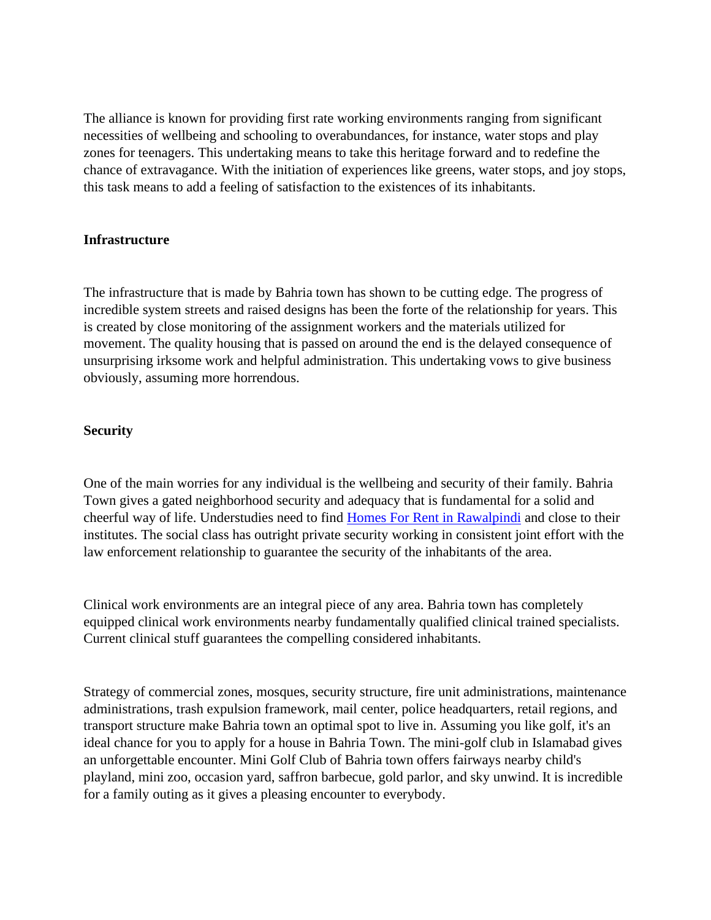The alliance is known for providing first rate working environments ranging from significant necessities of wellbeing and schooling to overabundances, for instance, water stops and play zones for teenagers. This undertaking means to take this heritage forward and to redefine the chance of extravagance. With the initiation of experiences like greens, water stops, and joy stops, this task means to add a feeling of satisfaction to the existences of its inhabitants.

**Infrastructure**

The infrastructure that is made by Bahria town has shown to be cutting edge. The progress of incredible system streets and raised designs has been the forte of the relationship for years. This is created by close monitoring of the assignment workers and the materials utilized for movement. The quality housing that is passed on around the end is the delayed consequence of unsurprising irksome work and helpful administration. This undertaking vows to give business obviously, assuming more horrendous.

**Security**

One of the main worries for any individual is the wellbeing and security of their family. Bahria Town gives a gated neighborhood security and adequacy that is fundamental for a solid and cheerful way of life. Understudies need to find [Homes For Rent in Rawalpindi]() and close to their institutes. The social class has outright private security working in consistent joint effort with the law enforcement relationship to guarantee the security of the inhabitants of the area.

Clinical work environments are an integral piece of any area. Bahria town has completely equipped clinical work environments nearby fundamentally qualified clinical trained specialists. Current clinical stuff guarantees the compelling considered inhabitants.

Strategy of commercial zones, mosques, security structure, fire unit administrations, maintenance administrations, trash expulsion framework, mail center, police headquarters, retail regions, and transport structure make Bahria town an optimal spot to live in. Assuming you like golf, it's an ideal chance for you to apply for a house in Bahria Town. The mini-golf club in Islamabad gives an unforgettable encounter. Mini Golf Club of Bahria town offers fairways nearby child's playland, mini zoo, occasion yard, saffron barbecue, gold parlor, and sky unwind. It is incredible for a family outing as it gives a pleasing encounter to everybody.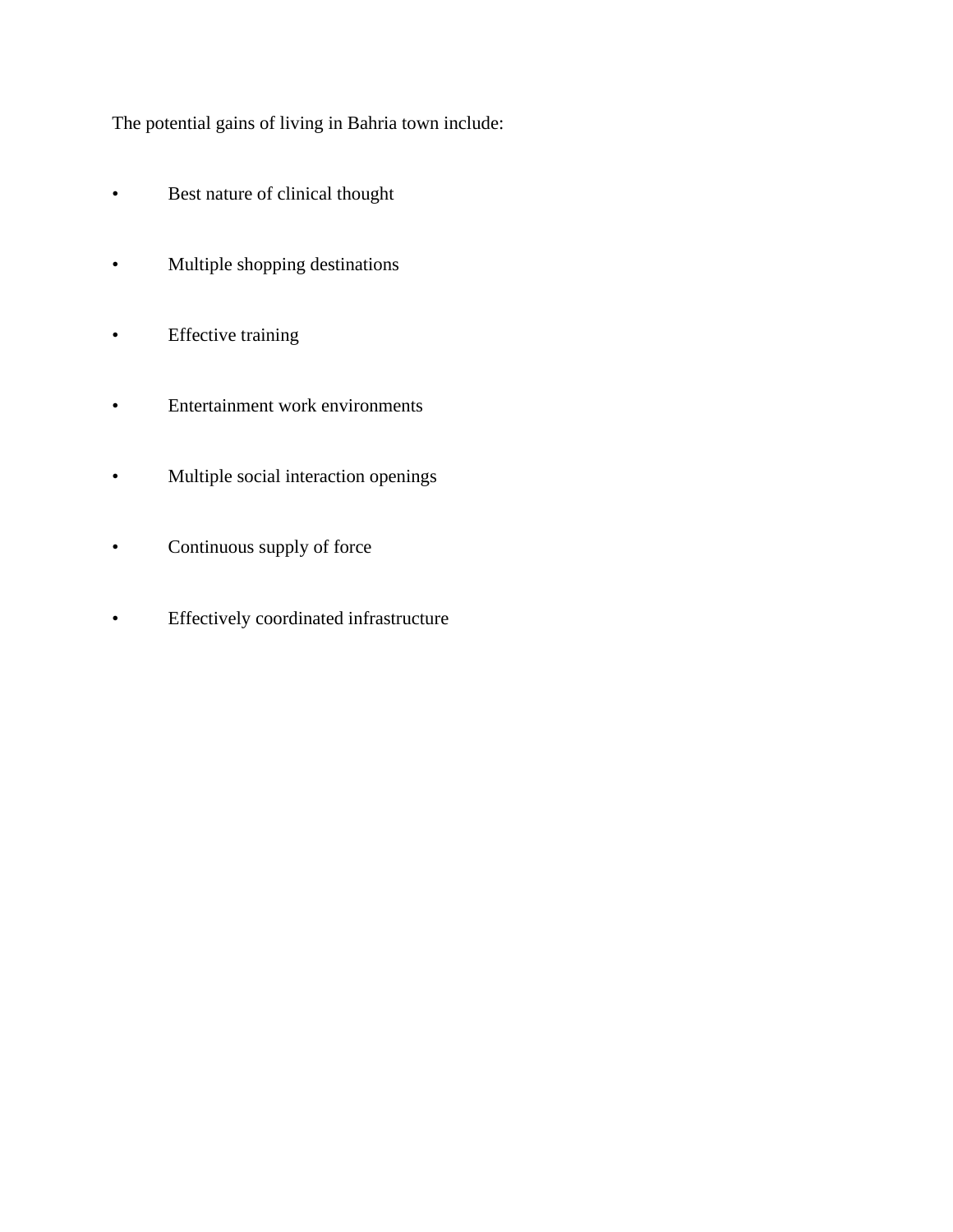The potential gains of living in Bahria town include:

- Best nature of clinical thought
- Multiple shopping destinations
- Effective training
- Entertainment work environments
- Multiple social interaction openings
- Continuous supply of force
- Effectively coordinated infrastructure